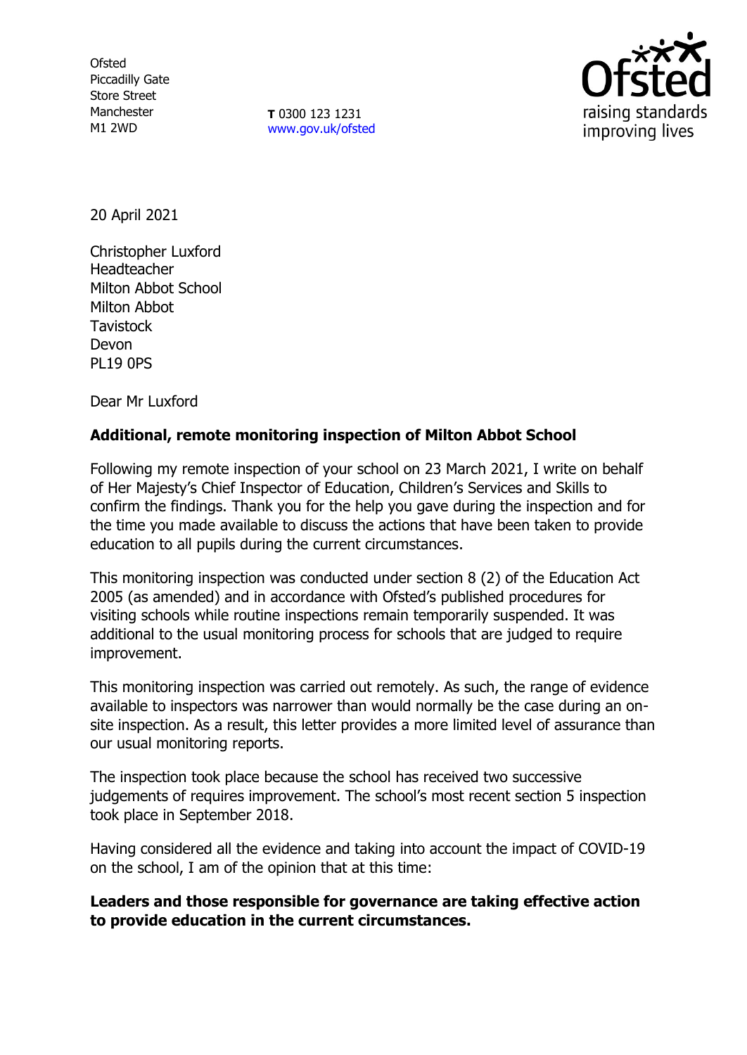Ofsted
Piccadilly Gate
Store Street
Manchester
M1 2WD

**T** 0300 123 1231
www.gov.uk/ofsted

20 April 2021

Christopher Luxford
Headteacher
Milton Abbot School
Milton Abbot
Tavistock
Devon
PL19 0PS

Dear Mr Luxford

**Additional, remote monitoring inspection of Milton Abbot School**

Following my remote inspection of your school on 23 March 2021, I write on behalf of Her Majesty's Chief Inspector of Education, Children's Services and Skills to confirm the findings. Thank you for the help you gave during the inspection and for the time you made available to discuss the actions that have been taken to provide education to all pupils during the current circumstances.

This monitoring inspection was conducted under section 8 (2) of the Education Act 2005 (as amended) and in accordance with Ofsted's published procedures for visiting schools while routine inspections remain temporarily suspended. It was additional to the usual monitoring process for schools that are judged to require improvement.

This monitoring inspection was carried out remotely. As such, the range of evidence available to inspectors was narrower than would normally be the case during an on-site inspection. As a result, this letter provides a more limited level of assurance than our usual monitoring reports.

The inspection took place because the school has received two successive judgements of requires improvement. The school's most recent section 5 inspection took place in September 2018.

Having considered all the evidence and taking into account the impact of COVID-19 on the school, I am of the opinion that at this time:

**Leaders and those responsible for governance are taking effective action to provide education in the current circumstances.**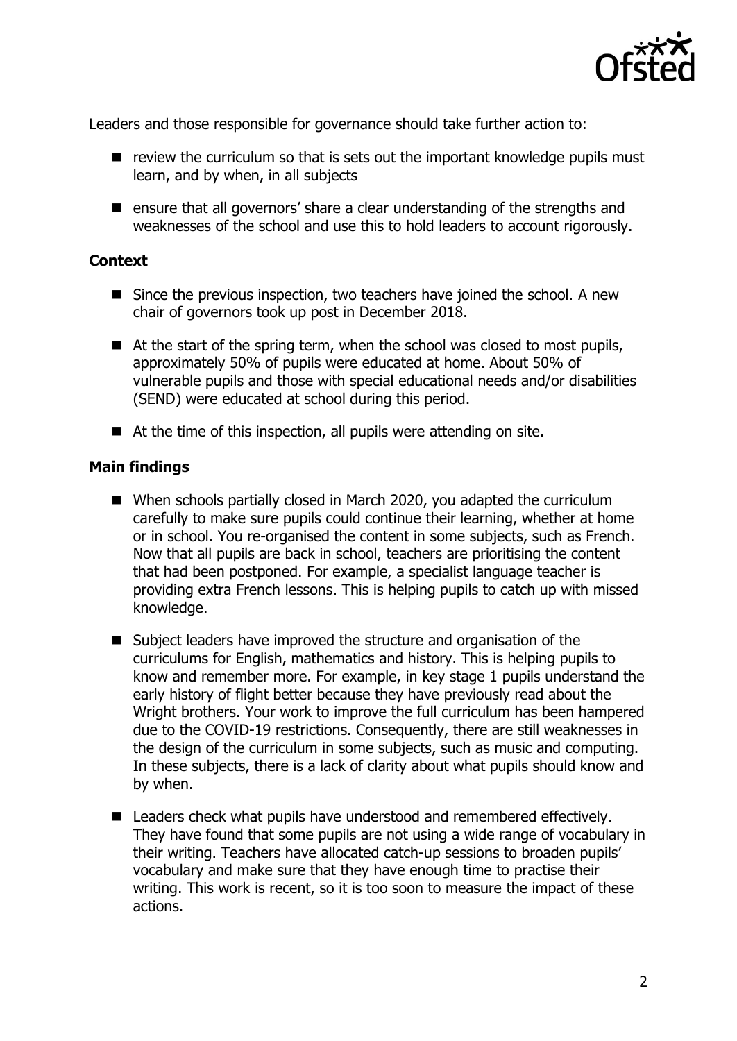Leaders and those responsible for governance should take further action to:

- review the curriculum so that is sets out the important knowledge pupils must learn, and by when, in all subjects
- ensure that all governors' share a clear understanding of the strengths and weaknesses of the school and use this to hold leaders to account rigorously.

**Context**

- Since the previous inspection, two teachers have joined the school. A new chair of governors took up post in December 2018.
- At the start of the spring term, when the school was closed to most pupils, approximately 50% of pupils were educated at home. About 50% of vulnerable pupils and those with special educational needs and/or disabilities (SEND) were educated at school during this period.
- At the time of this inspection, all pupils were attending on site.

**Main findings**

- When schools partially closed in March 2020, you adapted the curriculum carefully to make sure pupils could continue their learning, whether at home or in school. You re-organised the content in some subjects, such as French. Now that all pupils are back in school, teachers are prioritising the content that had been postponed. For example, a specialist language teacher is providing extra French lessons. This is helping pupils to catch up with missed knowledge.
- Subject leaders have improved the structure and organisation of the curriculums for English, mathematics and history. This is helping pupils to know and remember more. For example, in key stage 1 pupils understand the early history of flight better because they have previously read about the Wright brothers. Your work to improve the full curriculum has been hampered due to the COVID-19 restrictions. Consequently, there are still weaknesses in the design of the curriculum in some subjects, such as music and computing. In these subjects, there is a lack of clarity about what pupils should know and by when.
- Leaders check what pupils have understood and remembered effectively. They have found that some pupils are not using a wide range of vocabulary in their writing. Teachers have allocated catch-up sessions to broaden pupils' vocabulary and make sure that they have enough time to practise their writing. This work is recent, so it is too soon to measure the impact of these actions.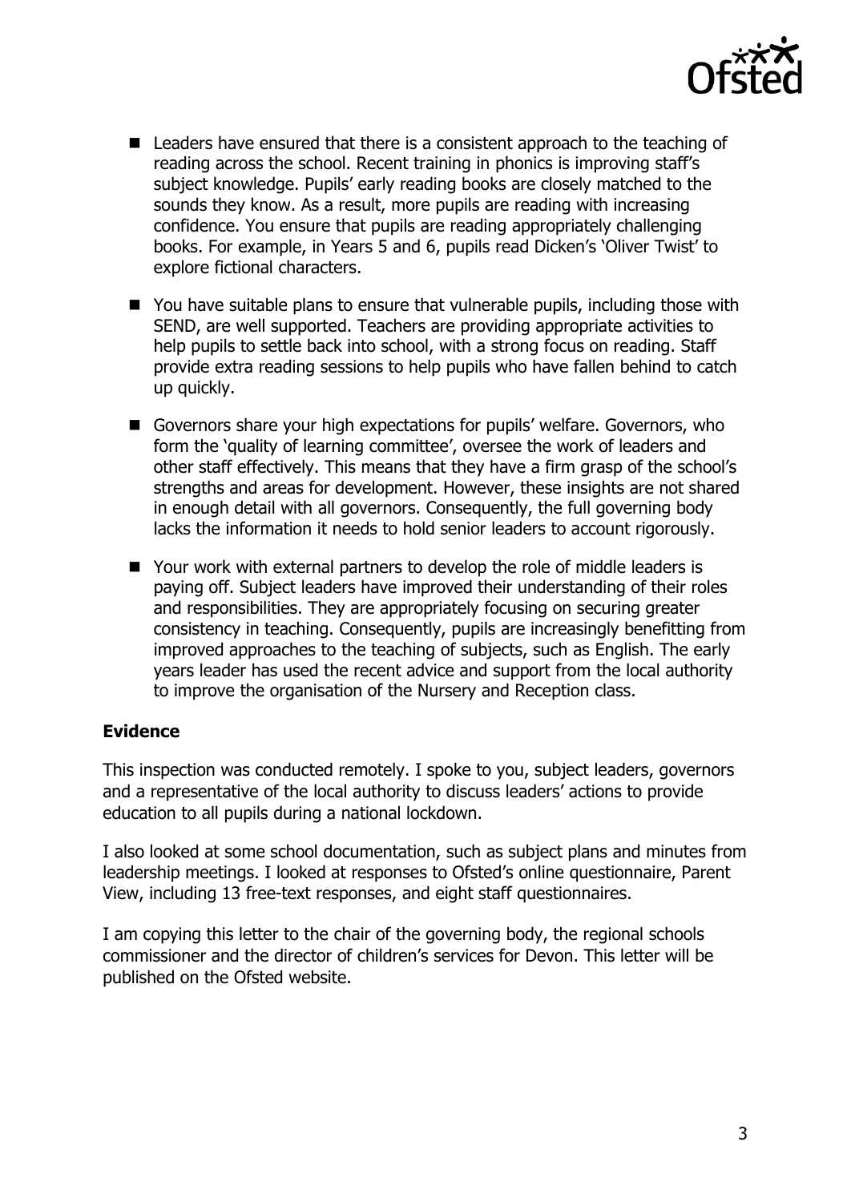- Leaders have ensured that there is a consistent approach to the teaching of reading across the school. Recent training in phonics is improving staff's subject knowledge. Pupils' early reading books are closely matched to the sounds they know. As a result, more pupils are reading with increasing confidence. You ensure that pupils are reading appropriately challenging books. For example, in Years 5 and 6, pupils read Dicken's 'Oliver Twist' to explore fictional characters.

- You have suitable plans to ensure that vulnerable pupils, including those with SEND, are well supported. Teachers are providing appropriate activities to help pupils to settle back into school, with a strong focus on reading. Staff provide extra reading sessions to help pupils who have fallen behind to catch up quickly.

- Governors share your high expectations for pupils' welfare. Governors, who form the 'quality of learning committee', oversee the work of leaders and other staff effectively. This means that they have a firm grasp of the school's strengths and areas for development. However, these insights are not shared in enough detail with all governors. Consequently, the full governing body lacks the information it needs to hold senior leaders to account rigorously.

- Your work with external partners to develop the role of middle leaders is paying off. Subject leaders have improved their understanding of their roles and responsibilities. They are appropriately focusing on securing greater consistency in teaching. Consequently, pupils are increasingly benefitting from improved approaches to the teaching of subjects, such as English. The early years leader has used the recent advice and support from the local authority to improve the organisation of the Nursery and Reception class.

## Evidence

This inspection was conducted remotely. I spoke to you, subject leaders, governors and a representative of the local authority to discuss leaders' actions to provide education to all pupils during a national lockdown.

I also looked at some school documentation, such as subject plans and minutes from leadership meetings. I looked at responses to Ofsted's online questionnaire, Parent View, including 13 free-text responses, and eight staff questionnaires.

I am copying this letter to the chair of the governing body, the regional schools commissioner and the director of children's services for Devon. This letter will be published on the Ofsted website.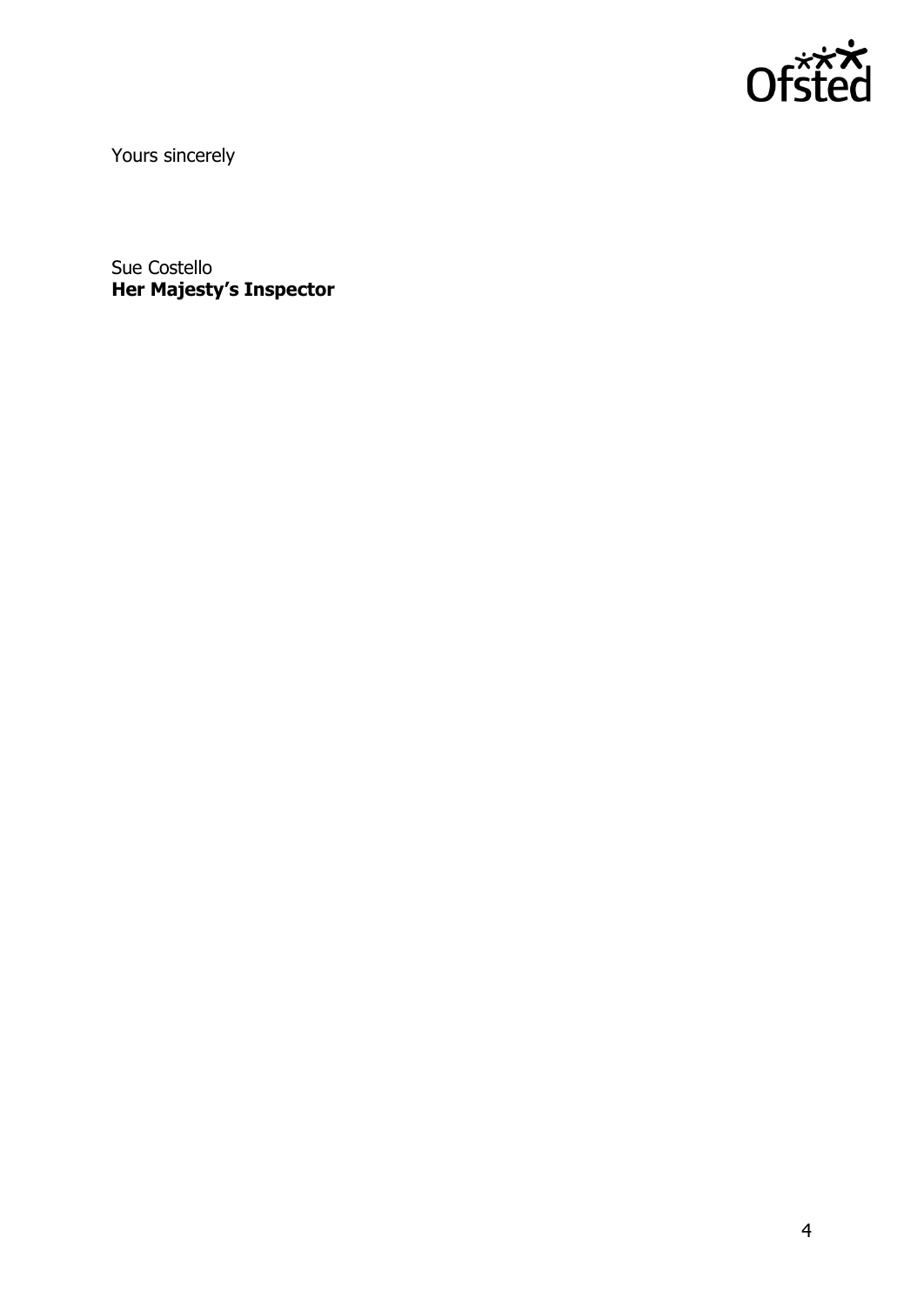Yours sincerely

Sue Costello
**Her Majesty's Inspector**